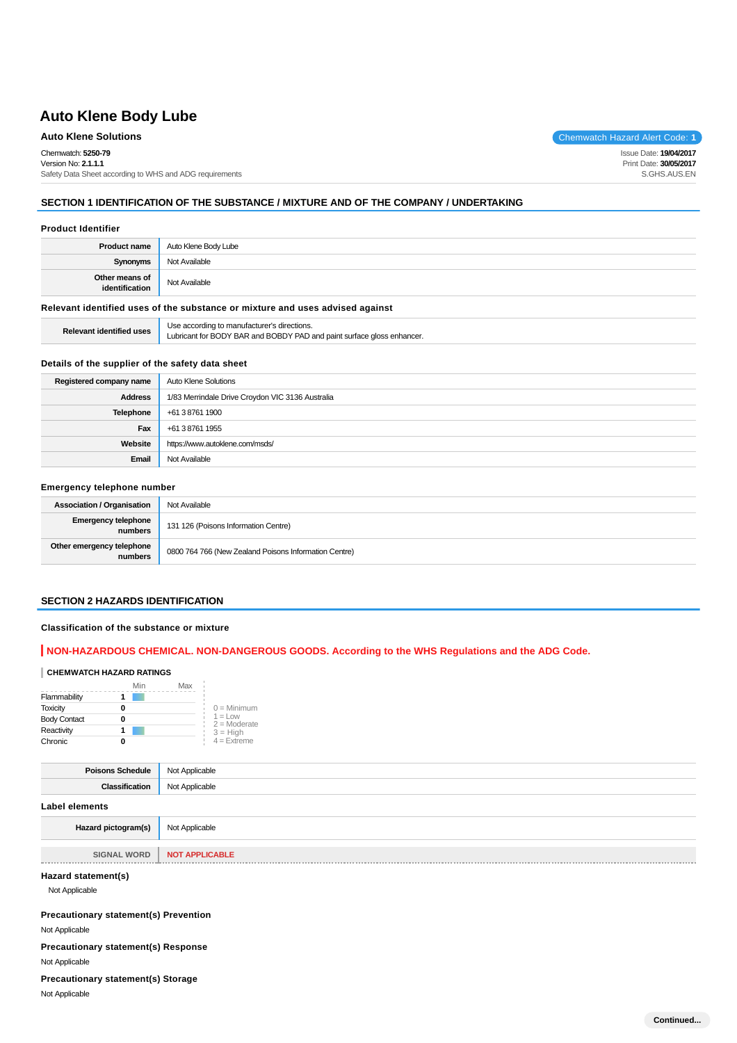# Auto Klene Body Lube

**Auto Klene Solutions**

Chemwatch Hazard Alert Code: **1**

Chemwatch: **5250-79**
Version No: **2.1.1.1**
Safety Data Sheet according to WHS and ADG requirements

Issue Date: **19/04/2017**
Print Date: **30/05/2017**
S.GHS.AUS.EN

## SECTION 1 IDENTIFICATION OF THE SUBSTANCE / MIXTURE AND OF THE COMPANY / UNDERTAKING

### Product Identifier

| | |
|---|---|
| **Product name** | Auto Klene Body Lube |
| **Synonyms** | Not Available |
| **Other means of identification** | Not Available |

### Relevant identified uses of the substance or mixture and uses advised against

| | |
|---|---|
| **Relevant identified uses** | Use according to manufacturer's directions.<br>Lubricant for BODY BAR and BOBDY PAD and paint surface gloss enhancer. |

### Details of the supplier of the safety data sheet

| | |
|---|---|
| **Registered company name** | Auto Klene Solutions |
| **Address** | 1/83 Merrindale Drive Croydon VIC 3136 Australia |
| **Telephone** | +61 3 8761 1900 |
| **Fax** | +61 3 8761 1955 |
| **Website** | https://www.autoklene.com/msds/ |
| **Email** | Not Available |

### Emergency telephone number

| | |
|---|---|
| **Association / Organisation** | Not Available |
| **Emergency telephone numbers** | 131 126 (Poisons Information Centre) |
| **Other emergency telephone numbers** | 0800 764 766 (New Zealand Poisons Information Centre) |

## SECTION 2 HAZARDS IDENTIFICATION

### Classification of the substance or mixture

**NON-HAZARDOUS CHEMICAL. NON-DANGEROUS GOODS. According to the WHS Regulations and the ADG Code.**

**CHEMWATCH HAZARD RATINGS**

| | | Min | Max |
|---|---|---|---|
| Flammability | 1 | | |
| Toxicity | 0 | | |
| Body Contact | 0 | | |
| Reactivity | 1 | | |
| Chronic | 0 | | |

0 = Minimum
1 = Low
2 = Moderate
3 = High
4 = Extreme

| | |
|---|---|
| **Poisons Schedule** | Not Applicable |
| **Classification** | Not Applicable |

### Label elements

| | |
|---|---|
| **Hazard pictogram(s)** | Not Applicable |
| **SIGNAL WORD** | **NOT APPLICABLE** |

### Hazard statement(s)

Not Applicable

### Precautionary statement(s) Prevention

Not Applicable

### Precautionary statement(s) Response

Not Applicable

### Precautionary statement(s) Storage

Not Applicable

**Continued...**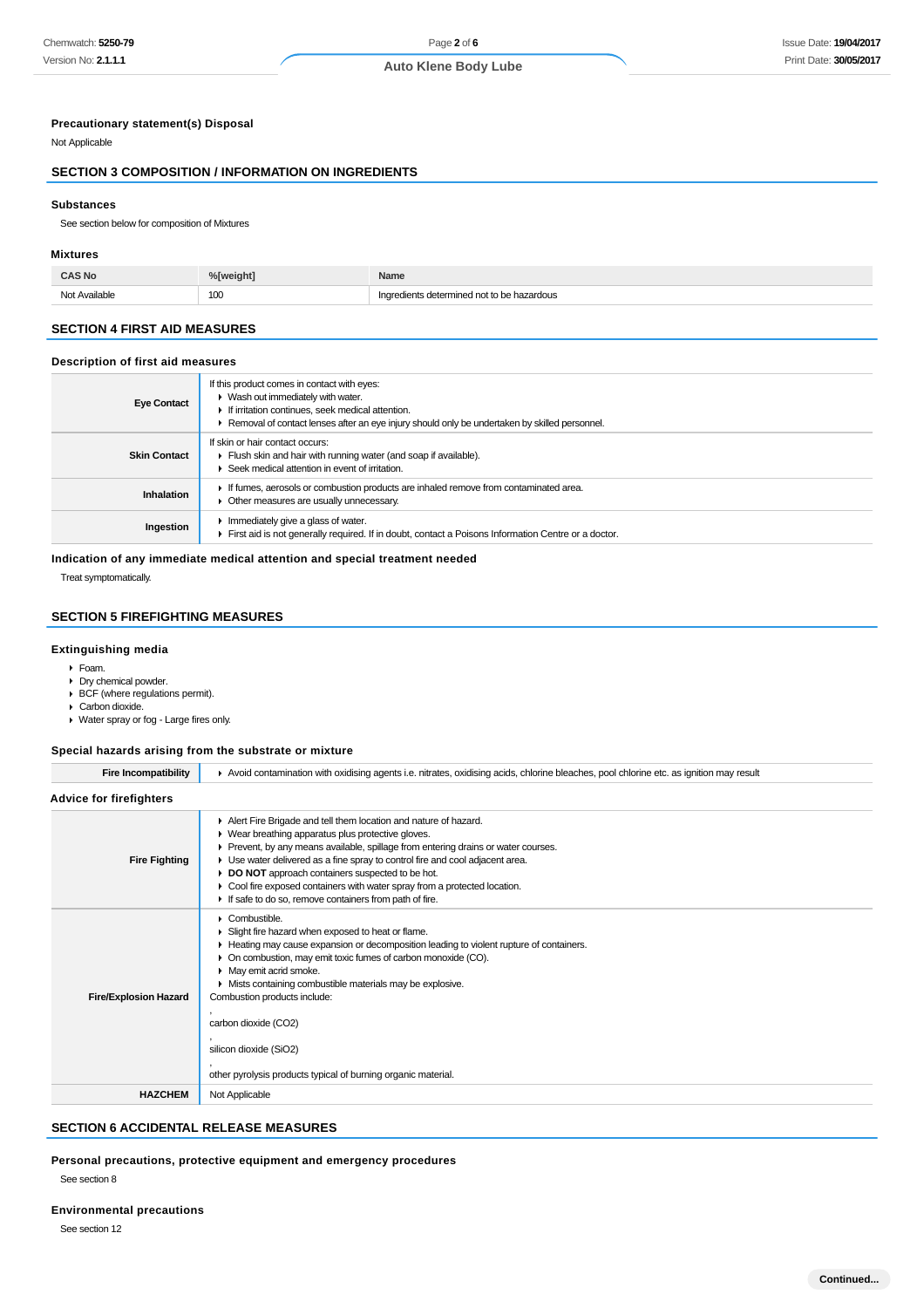### Precautionary statement(s) Disposal

Not Applicable

## SECTION 3 COMPOSITION / INFORMATION ON INGREDIENTS

### Substances

See section below for composition of Mixtures

### Mixtures

| CAS No | %[weight] | Name |
| --- | --- | --- |
| Not Available | 100 | Ingredients determined not to be hazardous |

## SECTION 4 FIRST AID MEASURES

### Description of first aid measures

| | |
| --- | --- |
| **Eye Contact** | If this product comes in contact with eyes:<br>▸ Wash out immediately with water.<br>▸ If irritation continues, seek medical attention.<br>▸ Removal of contact lenses after an eye injury should only be undertaken by skilled personnel. |
| **Skin Contact** | If skin or hair contact occurs:<br>▸ Flush skin and hair with running water (and soap if available).<br>▸ Seek medical attention in event of irritation. |
| **Inhalation** | ▸ If fumes, aerosols or combustion products are inhaled remove from contaminated area.<br>▸ Other measures are usually unnecessary. |
| **Ingestion** | ▸ Immediately give a glass of water.<br>▸ First aid is not generally required. If in doubt, contact a Poisons Information Centre or a doctor. |

### Indication of any immediate medical attention and special treatment needed

Treat symptomatically.

## SECTION 5 FIREFIGHTING MEASURES

### Extinguishing media

- Foam.
- Dry chemical powder.
- BCF (where regulations permit).
- Carbon dioxide.
- Water spray or fog - Large fires only.

### Special hazards arising from the substrate or mixture

| | |
| --- | --- |
| **Fire Incompatibility** | ▸ Avoid contamination with oxidising agents i.e. nitrates, oxidising acids, chlorine bleaches, pool chlorine etc. as ignition may result |

### Advice for firefighters

| | |
| --- | --- |
| **Fire Fighting** | ▸ Alert Fire Brigade and tell them location and nature of hazard.<br>▸ Wear breathing apparatus plus protective gloves.<br>▸ Prevent, by any means available, spillage from entering drains or water courses.<br>▸ Use water delivered as a fine spray to control fire and cool adjacent area.<br>▸ **DO NOT** approach containers suspected to be hot.<br>▸ Cool fire exposed containers with water spray from a protected location.<br>▸ If safe to do so, remove containers from path of fire. |
| **Fire/Explosion Hazard** | ▸ Combustible.<br>▸ Slight fire hazard when exposed to heat or flame.<br>▸ Heating may cause expansion or decomposition leading to violent rupture of containers.<br>▸ On combustion, may emit toxic fumes of carbon monoxide (CO).<br>▸ May emit acrid smoke.<br>▸ Mists containing combustible materials may be explosive.<br>Combustion products include:<br>,<br>carbon dioxide ($CO_2$)<br>,<br>silicon dioxide ($SiO_2$)<br>,<br>other pyrolysis products typical of burning organic material. |
| **HAZCHEM** | Not Applicable |

## SECTION 6 ACCIDENTAL RELEASE MEASURES

### Personal precautions, protective equipment and emergency procedures

See section 8

### Environmental precautions

See section 12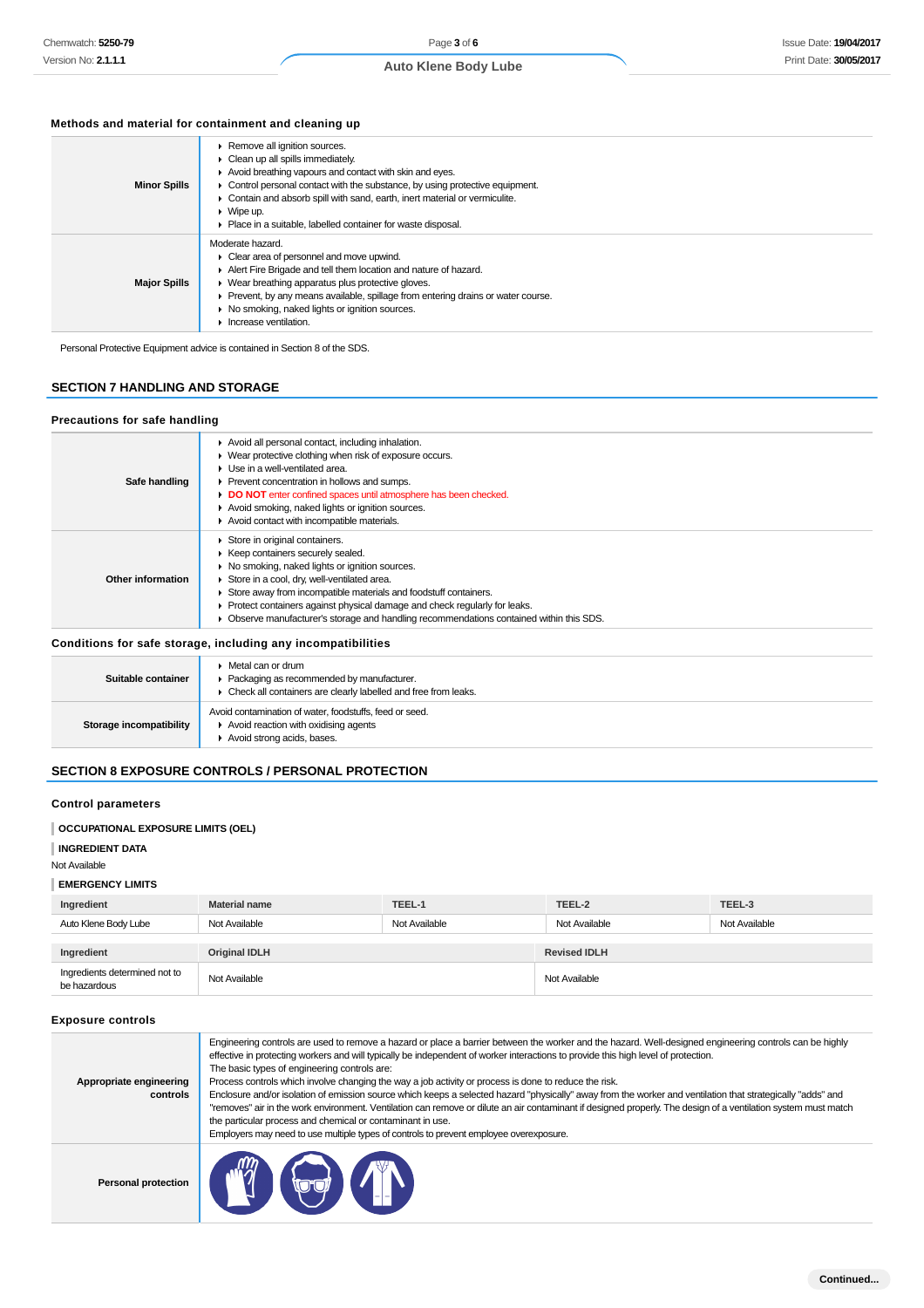### Methods and material for containment and cleaning up

| | |
|---|---|
| **Minor Spills** | Remove all ignition sources.<br>Clean up all spills immediately.<br>Avoid breathing vapours and contact with skin and eyes.<br>Control personal contact with the substance, by using protective equipment.<br>Contain and absorb spill with sand, earth, inert material or vermiculite.<br>Wipe up.<br>Place in a suitable, labelled container for waste disposal. |
| **Major Spills** | Moderate hazard.<br>Clear area of personnel and move upwind.<br>Alert Fire Brigade and tell them location and nature of hazard.<br>Wear breathing apparatus plus protective gloves.<br>Prevent, by any means available, spillage from entering drains or water course.<br>No smoking, naked lights or ignition sources.<br>Increase ventilation. |

Personal Protective Equipment advice is contained in Section 8 of the SDS.

## SECTION 7 HANDLING AND STORAGE

### Precautions for safe handling

| | |
|---|---|
| **Safe handling** | Avoid all personal contact, including inhalation.<br>Wear protective clothing when risk of exposure occurs.<br>Use in a well-ventilated area.<br>Prevent concentration in hollows and sumps.<br>**DO NOT** enter confined spaces until atmosphere has been checked.<br>Avoid smoking, naked lights or ignition sources.<br>Avoid contact with incompatible materials. |
| **Other information** | Store in original containers.<br>Keep containers securely sealed.<br>No smoking, naked lights or ignition sources.<br>Store in a cool, dry, well-ventilated area.<br>Store away from incompatible materials and foodstuff containers.<br>Protect containers against physical damage and check regularly for leaks.<br>Observe manufacturer's storage and handling recommendations contained within this SDS. |

### Conditions for safe storage, including any incompatibilities

| | |
|---|---|
| **Suitable container** | Metal can or drum<br>Packaging as recommended by manufacturer.<br>Check all containers are clearly labelled and free from leaks. |
| **Storage incompatibility** | Avoid contamination of water, foodstuffs, feed or seed.<br>Avoid reaction with oxidising agents<br>Avoid strong acids, bases. |

## SECTION 8 EXPOSURE CONTROLS / PERSONAL PROTECTION

### Control parameters

**OCCUPATIONAL EXPOSURE LIMITS (OEL)**

**INGREDIENT DATA**

Not Available

**EMERGENCY LIMITS**

| Ingredient | Material name | TEEL-1 | TEEL-2 | TEEL-3 |
|---|---|---|---|---|
| Auto Klene Body Lube | Not Available | Not Available | Not Available | Not Available |

| Ingredient | Original IDLH | Revised IDLH |
|---|---|---|
| Ingredients determined not to be hazardous | Not Available | Not Available |

### Exposure controls

| | |
|---|---|
| **Appropriate engineering controls** | Engineering controls are used to remove a hazard or place a barrier between the worker and the hazard. Well-designed engineering controls can be highly effective in protecting workers and will typically be independent of worker interactions to provide this high level of protection.<br>The basic types of engineering controls are:<br>Process controls which involve changing the way a job activity or process is done to reduce the risk.<br>Enclosure and/or isolation of emission source which keeps a selected hazard "physically" away from the worker and ventilation that strategically "adds" and "removes" air in the work environment. Ventilation can remove or dilute an air contaminant if designed properly. The design of a ventilation system must match the particular process and chemical or contaminant in use.<br>Employers may need to use multiple types of controls to prevent employee overexposure. |
| **Personal protection** | |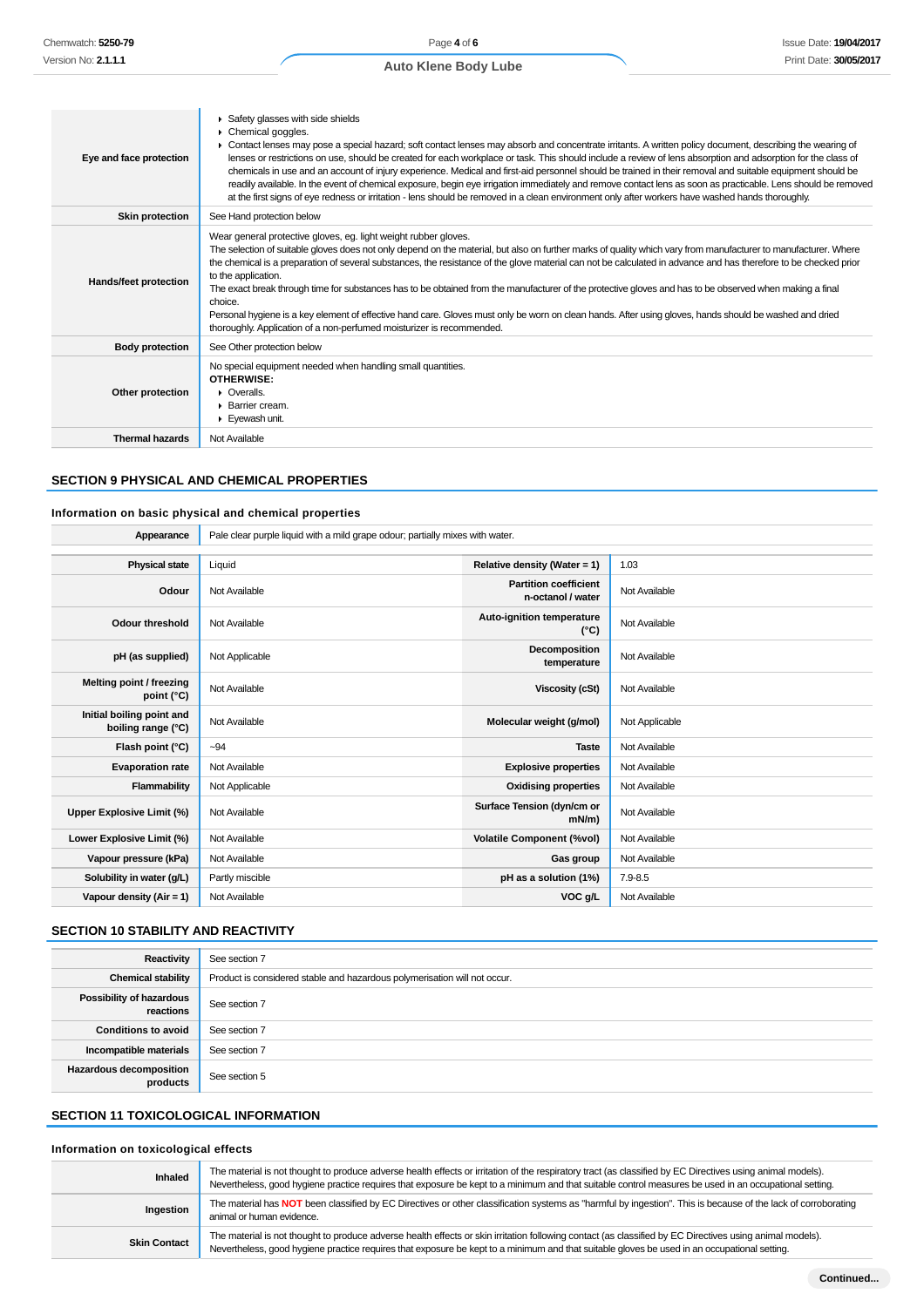| | |
|---|---|
| **Eye and face protection** | ▸ Safety glasses with side shields<br>▸ Chemical goggles.<br>▸ Contact lenses may pose a special hazard; soft contact lenses may absorb and concentrate irritants. A written policy document, describing the wearing of lenses or restrictions on use, should be created for each workplace or task. This should include a review of lens absorption and adsorption for the class of chemicals in use and an account of injury experience. Medical and first-aid personnel should be trained in their removal and suitable equipment should be readily available. In the event of chemical exposure, begin eye irrigation immediately and remove contact lens as soon as practicable. Lens should be removed at the first signs of eye redness or irritation - lens should be removed in a clean environment only after workers have washed hands thoroughly. |
| **Skin protection** | See Hand protection below |
| **Hands/feet protection** | Wear general protective gloves, eg. light weight rubber gloves.<br>The selection of suitable gloves does not only depend on the material, but also on further marks of quality which vary from manufacturer to manufacturer. Where the chemical is a preparation of several substances, the resistance of the glove material can not be calculated in advance and has therefore to be checked prior to the application.<br>The exact break through time for substances has to be obtained from the manufacturer of the protective gloves and has to be observed when making a final choice.<br>Personal hygiene is a key element of effective hand care. Gloves must only be worn on clean hands. After using gloves, hands should be washed and dried thoroughly. Application of a non-perfumed moisturizer is recommended. |
| **Body protection** | See Other protection below |
| **Other protection** | No special equipment needed when handling small quantities.<br>**OTHERWISE:**<br>▸ Overalls.<br>▸ Barrier cream.<br>▸ Eyewash unit. |
| **Thermal hazards** | Not Available |

## SECTION 9 PHYSICAL AND CHEMICAL PROPERTIES

### Information on basic physical and chemical properties

| | |
|---|---|
| **Appearance** | Pale clear purple liquid with a mild grape odour; partially mixes with water. |

| | | | |
|---|---|---|---|
| **Physical state** | Liquid | **Relative density (Water = 1)** | 1.03 |
| **Odour** | Not Available | **Partition coefficient n-octanol / water** | Not Available |
| **Odour threshold** | Not Available | **Auto-ignition temperature (°C)** | Not Available |
| **pH (as supplied)** | Not Applicable | **Decomposition temperature** | Not Available |
| **Melting point / freezing point (°C)** | Not Available | **Viscosity (cSt)** | Not Available |
| **Initial boiling point and boiling range (°C)** | Not Available | **Molecular weight (g/mol)** | Not Applicable |
| **Flash point (°C)** | ~94 | **Taste** | Not Available |
| **Evaporation rate** | Not Available | **Explosive properties** | Not Available |
| **Flammability** | Not Applicable | **Oxidising properties** | Not Available |
| **Upper Explosive Limit (%)** | Not Available | **Surface Tension (dyn/cm or mN/m)** | Not Available |
| **Lower Explosive Limit (%)** | Not Available | **Volatile Component (%vol)** | Not Available |
| **Vapour pressure (kPa)** | Not Available | **Gas group** | Not Available |
| **Solubility in water (g/L)** | Partly miscible | **pH as a solution (1%)** | 7.9-8.5 |
| **Vapour density (Air = 1)** | Not Available | **VOC g/L** | Not Available |

## SECTION 10 STABILITY AND REACTIVITY

| | |
|---|---|
| **Reactivity** | See section 7 |
| **Chemical stability** | Product is considered stable and hazardous polymerisation will not occur. |
| **Possibility of hazardous reactions** | See section 7 |
| **Conditions to avoid** | See section 7 |
| **Incompatible materials** | See section 7 |
| **Hazardous decomposition products** | See section 5 |

## SECTION 11 TOXICOLOGICAL INFORMATION

### Information on toxicological effects

| | |
|---|---|
| **Inhaled** | The material is not thought to produce adverse health effects or irritation of the respiratory tract (as classified by EC Directives using animal models). Nevertheless, good hygiene practice requires that exposure be kept to a minimum and that suitable control measures be used in an occupational setting. |
| **Ingestion** | The material has **NOT** been classified by EC Directives or other classification systems as "harmful by ingestion". This is because of the lack of corroborating animal or human evidence. |
| **Skin Contact** | The material is not thought to produce adverse health effects or skin irritation following contact (as classified by EC Directives using animal models). Nevertheless, good hygiene practice requires that exposure be kept to a minimum and that suitable gloves be used in an occupational setting. |

**Continued...**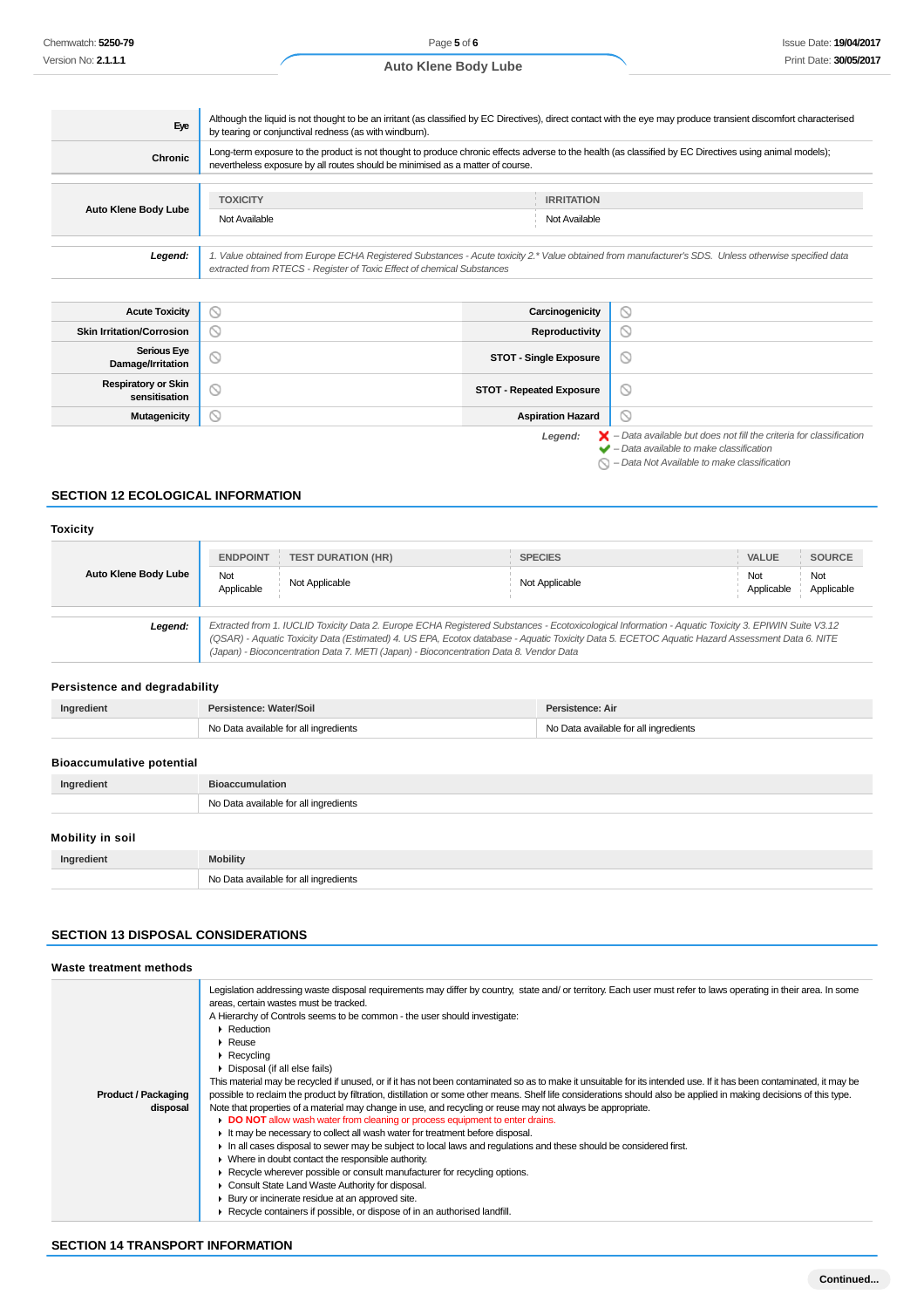| | |
|---|---|
| **Eye** | Although the liquid is not thought to be an irritant (as classified by EC Directives), direct contact with the eye may produce transient discomfort characterised by tearing or conjunctival redness (as with windburn). |
| **Chronic** | Long-term exposure to the product is not thought to produce chronic effects adverse to the health (as classified by EC Directives using animal models); nevertheless exposure by all routes should be minimised as a matter of course. |

| | TOXICITY | IRRITATION |
|---|---|---|
| **Auto Klene Body Lube** | Not Available | Not Available |

**Legend:** *1. Value obtained from Europe ECHA Registered Substances - Acute toxicity 2.\* Value obtained from manufacturer's SDS. Unless otherwise specified data extracted from RTECS - Register of Toxic Effect of chemical Substances*

| | | | |
|---|---|---|---|
| **Acute Toxicity** | ⃠ | **Carcinogenicity** | ⃠ |
| **Skin Irritation/Corrosion** | ⃠ | **Reproductivity** | ⃠ |
| **Serious Eye Damage/Irritation** | ⃠ | **STOT - Single Exposure** | ⃠ |
| **Respiratory or Skin sensitisation** | ⃠ | **STOT - Repeated Exposure** | ⃠ |
| **Mutagenicity** | ⃠ | **Aspiration Hazard** | ⃠ |

***Legend:***
- ❌ *– Data available but does not fill the criteria for classification*
- ✔ *– Data available to make classification*
- ⃠ *– Data Not Available to make classification*

## SECTION 12 ECOLOGICAL INFORMATION

### Toxicity

| | ENDPOINT | TEST DURATION (HR) | SPECIES | VALUE | SOURCE |
|---|---|---|---|---|---|
| **Auto Klene Body Lube** | Not Applicable | Not Applicable | Not Applicable | Not Applicable | Not Applicable |

**Legend:** *Extracted from 1. IUCLID Toxicity Data 2. Europe ECHA Registered Substances - Ecotoxicological Information - Aquatic Toxicity 3. EPIWIN Suite V3.12 (QSAR) - Aquatic Toxicity Data (Estimated) 4. US EPA, Ecotox database - Aquatic Toxicity Data 5. ECETOC Aquatic Hazard Assessment Data 6. NITE (Japan) - Bioconcentration Data 7. METI (Japan) - Bioconcentration Data 8. Vendor Data*

### Persistence and degradability

| Ingredient | Persistence: Water/Soil | Persistence: Air |
|---|---|---|
| | No Data available for all ingredients | No Data available for all ingredients |

### Bioaccumulative potential

| Ingredient | Bioaccumulation |
|---|---|
| | No Data available for all ingredients |

### Mobility in soil

| Ingredient | Mobility |
|---|---|
| | No Data available for all ingredients |

## SECTION 13 DISPOSAL CONSIDERATIONS

### Waste treatment methods

**Product / Packaging disposal**

Legislation addressing waste disposal requirements may differ by country, state and/ or territory. Each user must refer to laws operating in their area. In some areas, certain wastes must be tracked.

A Hierarchy of Controls seems to be common - the user should investigate:
- Reduction
- Reuse
- Recycling
- Disposal (if all else fails)

This material may be recycled if unused, or if it has not been contaminated so as to make it unsuitable for its intended use. If it has been contaminated, it may be possible to reclaim the product by filtration, distillation or some other means. Shelf life considerations should also be applied in making decisions of this type.
Note that properties of a material may change in use, and recycling or reuse may not always be appropriate.
- **DO NOT** allow wash water from cleaning or process equipment to enter drains.
- It may be necessary to collect all wash water for treatment before disposal.
- In all cases disposal to sewer may be subject to local laws and regulations and these should be considered first.
- Where in doubt contact the responsible authority.
- Recycle wherever possible or consult manufacturer for recycling options.
- Consult State Land Waste Authority for disposal.
- Bury or incinerate residue at an approved site.
- Recycle containers if possible, or dispose of in an authorised landfill.

## SECTION 14 TRANSPORT INFORMATION

Continued...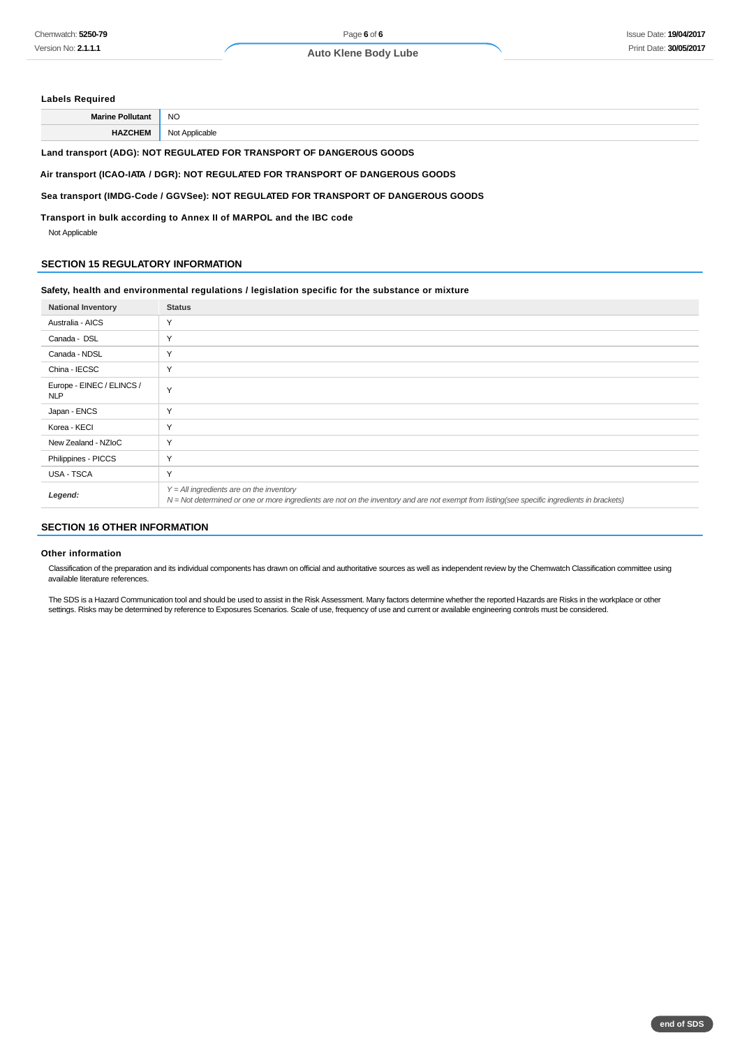### Labels Required

| | |
|---|---|
| **Marine Pollutant** | NO |
| **HAZCHEM** | Not Applicable |

**Land transport (ADG): NOT REGULATED FOR TRANSPORT OF DANGEROUS GOODS**

**Air transport (ICAO-IATA / DGR): NOT REGULATED FOR TRANSPORT OF DANGEROUS GOODS**

**Sea transport (IMDG-Code / GGVSee): NOT REGULATED FOR TRANSPORT OF DANGEROUS GOODS**

**Transport in bulk according to Annex II of MARPOL and the IBC code**

Not Applicable

## SECTION 15 REGULATORY INFORMATION

### Safety, health and environmental regulations / legislation specific for the substance or mixture

| National Inventory | Status |
|---|---|
| Australia - AICS | Y |
| Canada - DSL | Y |
| Canada - NDSL | Y |
| China - IECSC | Y |
| Europe - EINEC / ELINCS / NLP | Y |
| Japan - ENCS | Y |
| Korea - KECI | Y |
| New Zealand - NZIoC | Y |
| Philippines - PICCS | Y |
| USA - TSCA | Y |
| ***Legend:*** | *Y = All ingredients are on the inventory*<br>*N = Not determined or one or more ingredients are not on the inventory and are not exempt from listing(see specific ingredients in brackets)* |

## SECTION 16 OTHER INFORMATION

### Other information

Classification of the preparation and its individual components has drawn on official and authoritative sources as well as independent review by the Chemwatch Classification committee using available literature references.

The SDS is a Hazard Communication tool and should be used to assist in the Risk Assessment. Many factors determine whether the reported Hazards are Risks in the workplace or other settings. Risks may be determined by reference to Exposures Scenarios. Scale of use, frequency of use and current or available engineering controls must be considered.

end of SDS